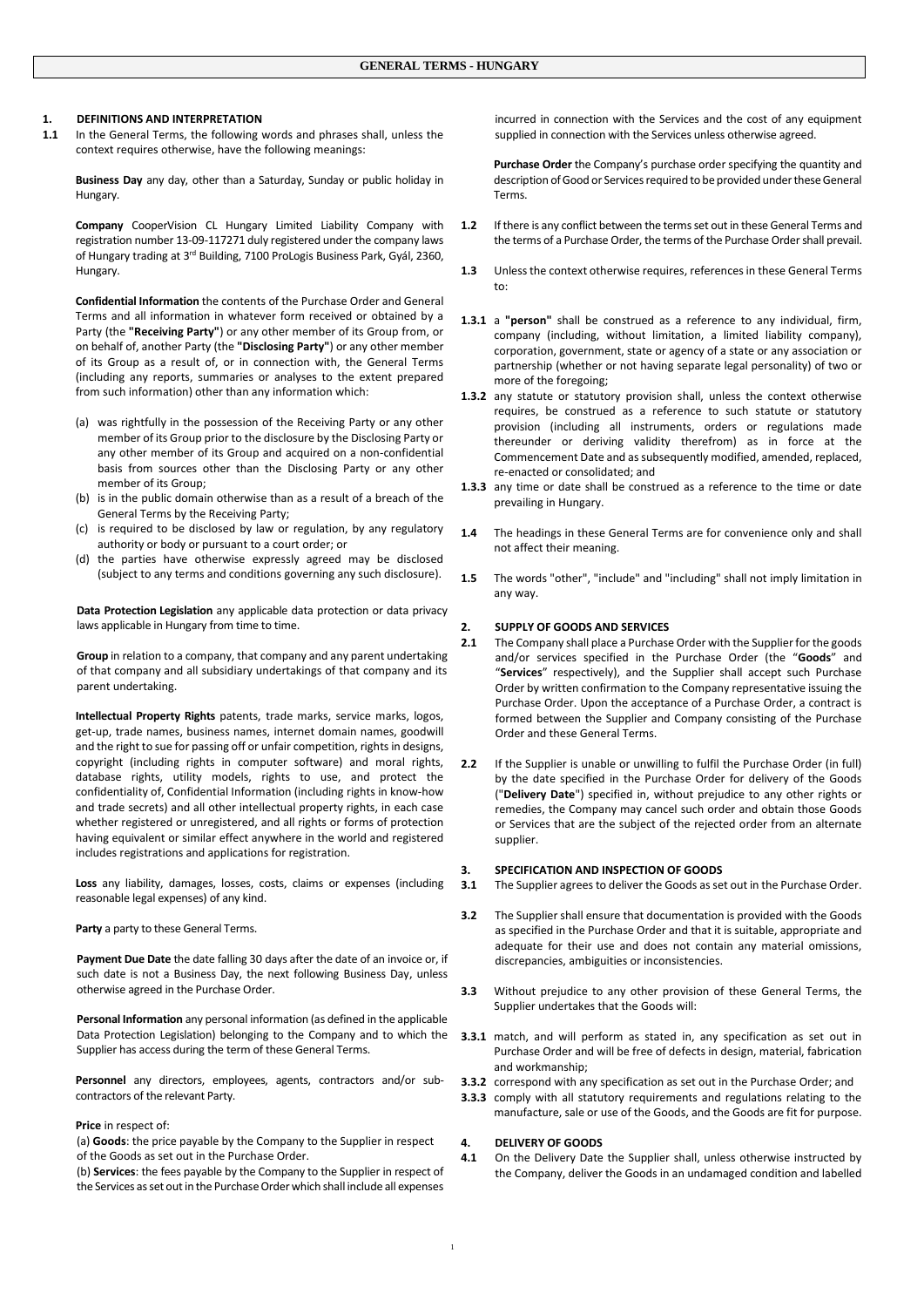# GENERAL TERMS - HUNGARY

## 1. DEFINITIONS AND INTERPRETATION

**1.1** In the General Terms, the following words and phrases shall, unless the context requires otherwise, have the following meanings:

**Business Day** any day, other than a Saturday, Sunday or public holiday in Hungary.

**Company** CooperVision CL Hungary Limited Liability Company with registration number 13-09-117271 duly registered under the company laws of Hungary trading at 3rd Building, 7100 ProLogis Business Park, Gyál, 2360, Hungary.

**Confidential Information** the contents of the Purchase Order and General Terms and all information in whatever form received or obtained by a Party (the **"Receiving Party"**) or any other member of its Group from, or on behalf of, another Party (the **"Disclosing Party"**) or any other member of its Group as a result of, or in connection with, the General Terms (including any reports, summaries or analyses to the extent prepared from such information) other than any information which:

(a) was rightfully in the possession of the Receiving Party or any other member of its Group prior to the disclosure by the Disclosing Party or any other member of its Group and acquired on a non-confidential basis from sources other than the Disclosing Party or any other member of its Group;

(b) is in the public domain otherwise than as a result of a breach of the General Terms by the Receiving Party;

(c) is required to be disclosed by law or regulation, by any regulatory authority or body or pursuant to a court order; or

(d) the parties have otherwise expressly agreed may be disclosed (subject to any terms and conditions governing any such disclosure).

**Data Protection Legislation** any applicable data protection or data privacy laws applicable in Hungary from time to time.

**Group** in relation to a company, that company and any parent undertaking of that company and all subsidiary undertakings of that company and its parent undertaking.

**Intellectual Property Rights** patents, trade marks, service marks, logos, get-up, trade names, business names, internet domain names, goodwill and the right to sue for passing off or unfair competition, rights in designs, copyright (including rights in computer software) and moral rights, database rights, utility models, rights to use, and protect the confidentiality of, Confidential Information (including rights in know-how and trade secrets) and all other intellectual property rights, in each case whether registered or unregistered, and all rights or forms of protection having equivalent or similar effect anywhere in the world and registered includes registrations and applications for registration.

**Loss** any liability, damages, losses, costs, claims or expenses (including reasonable legal expenses) of any kind.

**Party** a party to these General Terms.

**Payment Due Date** the date falling 30 days after the date of an invoice or, if such date is not a Business Day, the next following Business Day, unless otherwise agreed in the Purchase Order.

**Personal Information** any personal information (as defined in the applicable Data Protection Legislation) belonging to the Company and to which the Supplier has access during the term of these General Terms.

**Personnel** any directors, employees, agents, contractors and/or sub-contractors of the relevant Party.

**Price** in respect of:

(a) **Goods**: the price payable by the Company to the Supplier in respect of the Goods as set out in the Purchase Order.

(b) **Services**: the fees payable by the Company to the Supplier in respect of the Services as set out in the Purchase Order which shall include all expenses incurred in connection with the Services and the cost of any equipment supplied in connection with the Services unless otherwise agreed.

**Purchase Order** the Company's purchase order specifying the quantity and description of Good or Services required to be provided under these General Terms.

**1.2** If there is any conflict between the terms set out in these General Terms and the terms of a Purchase Order, the terms of the Purchase Order shall prevail.

**1.3** Unless the context otherwise requires, references in these General Terms to:

**1.3.1** a **"person"** shall be construed as a reference to any individual, firm, company (including, without limitation, a limited liability company), corporation, government, state or agency of a state or any association or partnership (whether or not having separate legal personality) of two or more of the foregoing;

**1.3.2** any statute or statutory provision shall, unless the context otherwise requires, be construed as a reference to such statute or statutory provision (including all instruments, orders or regulations made thereunder or deriving validity therefrom) as in force at the Commencement Date and as subsequently modified, amended, replaced, re-enacted or consolidated; and

**1.3.3** any time or date shall be construed as a reference to the time or date prevailing in Hungary.

**1.4** The headings in these General Terms are for convenience only and shall not affect their meaning.

**1.5** The words "other", "include" and "including" shall not imply limitation in any way.

## 2. SUPPLY OF GOODS AND SERVICES

**2.1** The Company shall place a Purchase Order with the Supplier for the goods and/or services specified in the Purchase Order (the "**Goods**" and "**Services**" respectively), and the Supplier shall accept such Purchase Order by written confirmation to the Company representative issuing the Purchase Order. Upon the acceptance of a Purchase Order, a contract is formed between the Supplier and Company consisting of the Purchase Order and these General Terms.

**2.2** If the Supplier is unable or unwilling to fulfil the Purchase Order (in full) by the date specified in the Purchase Order for delivery of the Goods ("**Delivery Date**") specified in, without prejudice to any other rights or remedies, the Company may cancel such order and obtain those Goods or Services that are the subject of the rejected order from an alternate supplier.

## 3. SPECIFICATION AND INSPECTION OF GOODS

**3.1** The Supplier agrees to deliver the Goods as set out in the Purchase Order.

**3.2** The Supplier shall ensure that documentation is provided with the Goods as specified in the Purchase Order and that it is suitable, appropriate and adequate for their use and does not contain any material omissions, discrepancies, ambiguities or inconsistencies.

**3.3** Without prejudice to any other provision of these General Terms, the Supplier undertakes that the Goods will:

**3.3.1** match, and will perform as stated in, any specification as set out in Purchase Order and will be free of defects in design, material, fabrication and workmanship;

**3.3.2** correspond with any specification as set out in the Purchase Order; and

**3.3.3** comply with all statutory requirements and regulations relating to the manufacture, sale or use of the Goods, and the Goods are fit for purpose.

## 4. DELIVERY OF GOODS

**4.1** On the Delivery Date the Supplier shall, unless otherwise instructed by the Company, deliver the Goods in an undamaged condition and labelled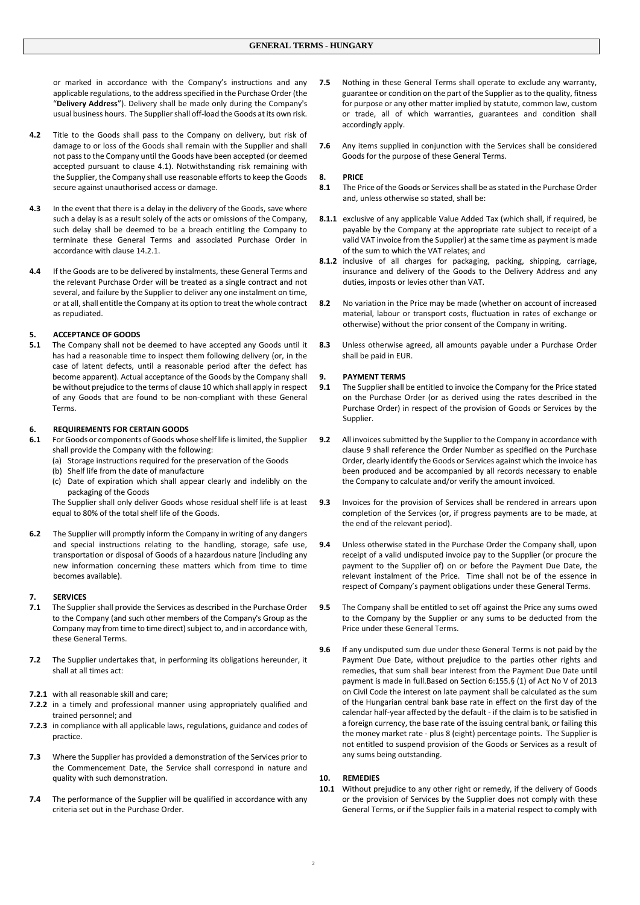or marked in accordance with the Company's instructions and any applicable regulations, to the address specified in the Purchase Order (the "**Delivery Address**"). Delivery shall be made only during the Company's usual business hours. The Supplier shall off-load the Goods at its own risk.

**4.2** Title to the Goods shall pass to the Company on delivery, but risk of damage to or loss of the Goods shall remain with the Supplier and shall not pass to the Company until the Goods have been accepted (or deemed accepted pursuant to clause 4.1). Notwithstanding risk remaining with the Supplier, the Company shall use reasonable efforts to keep the Goods secure against unauthorised access or damage.

**4.3** In the event that there is a delay in the delivery of the Goods, save where such a delay is as a result solely of the acts or omissions of the Company, such delay shall be deemed to be a breach entitling the Company to terminate these General Terms and associated Purchase Order in accordance with clause 14.2.1.

**4.4** If the Goods are to be delivered by instalments, these General Terms and the relevant Purchase Order will be treated as a single contract and not several, and failure by the Supplier to deliver any one instalment on time, or at all, shall entitle the Company at its option to treat the whole contract as repudiated.

## 5. ACCEPTANCE OF GOODS

**5.1** The Company shall not be deemed to have accepted any Goods until it has had a reasonable time to inspect them following delivery (or, in the case of latent defects, until a reasonable period after the defect has become apparent). Actual acceptance of the Goods by the Company shall be without prejudice to the terms of clause 10 which shall apply in respect of any Goods that are found to be non-compliant with these General Terms.

## 6. REQUIREMENTS FOR CERTAIN GOODS

**6.1** For Goods or components of Goods whose shelf life is limited, the Supplier shall provide the Company with the following:

(a) Storage instructions required for the preservation of the Goods
(b) Shelf life from the date of manufacture
(c) Date of expiration which shall appear clearly and indelibly on the packaging of the Goods

The Supplier shall only deliver Goods whose residual shelf life is at least equal to 80% of the total shelf life of the Goods.

**6.2** The Supplier will promptly inform the Company in writing of any dangers and special instructions relating to the handling, storage, safe use, transportation or disposal of Goods of a hazardous nature (including any new information concerning these matters which from time to time becomes available).

## 7. SERVICES

**7.1** The Supplier shall provide the Services as described in the Purchase Order to the Company (and such other members of the Company's Group as the Company may from time to time direct) subject to, and in accordance with, these General Terms.

**7.2** The Supplier undertakes that, in performing its obligations hereunder, it shall at all times act:

**7.2.1** with all reasonable skill and care;

**7.2.2** in a timely and professional manner using appropriately qualified and trained personnel; and

**7.2.3** in compliance with all applicable laws, regulations, guidance and codes of practice.

**7.3** Where the Supplier has provided a demonstration of the Services prior to the Commencement Date, the Service shall correspond in nature and quality with such demonstration.

**7.4** The performance of the Supplier will be qualified in accordance with any criteria set out in the Purchase Order.

**7.5** Nothing in these General Terms shall operate to exclude any warranty, guarantee or condition on the part of the Supplier as to the quality, fitness for purpose or any other matter implied by statute, common law, custom or trade, all of which warranties, guarantees and condition shall accordingly apply.

**7.6** Any items supplied in conjunction with the Services shall be considered Goods for the purpose of these General Terms.

## 8. PRICE

**8.1** The Price of the Goods or Services shall be as stated in the Purchase Order and, unless otherwise so stated, shall be:

**8.1.1** exclusive of any applicable Value Added Tax (which shall, if required, be payable by the Company at the appropriate rate subject to receipt of a valid VAT invoice from the Supplier) at the same time as payment is made of the sum to which the VAT relates; and

**8.1.2** inclusive of all charges for packaging, packing, shipping, carriage, insurance and delivery of the Goods to the Delivery Address and any duties, imposts or levies other than VAT.

**8.2** No variation in the Price may be made (whether on account of increased material, labour or transport costs, fluctuation in rates of exchange or otherwise) without the prior consent of the Company in writing.

**8.3** Unless otherwise agreed, all amounts payable under a Purchase Order shall be paid in EUR.

## 9. PAYMENT TERMS

**9.1** The Supplier shall be entitled to invoice the Company for the Price stated on the Purchase Order (or as derived using the rates described in the Purchase Order) in respect of the provision of Goods or Services by the Supplier.

**9.2** All invoices submitted by the Supplier to the Company in accordance with clause 9 shall reference the Order Number as specified on the Purchase Order, clearly identify the Goods or Services against which the invoice has been produced and be accompanied by all records necessary to enable the Company to calculate and/or verify the amount invoiced.

**9.3** Invoices for the provision of Services shall be rendered in arrears upon completion of the Services (or, if progress payments are to be made, at the end of the relevant period).

**9.4** Unless otherwise stated in the Purchase Order the Company shall, upon receipt of a valid undisputed invoice pay to the Supplier (or procure the payment to the Supplier of) on or before the Payment Due Date, the relevant instalment of the Price. Time shall not be of the essence in respect of Company's payment obligations under these General Terms.

**9.5** The Company shall be entitled to set off against the Price any sums owed to the Company by the Supplier or any sums to be deducted from the Price under these General Terms.

**9.6** If any undisputed sum due under these General Terms is not paid by the Payment Due Date, without prejudice to the parties other rights and remedies, that sum shall bear interest from the Payment Due Date until payment is made in full.Based on Section 6:155.§ (1) of Act No V of 2013 on Civil Code the interest on late payment shall be calculated as the sum of the Hungarian central bank base rate in effect on the first day of the calendar half-year affected by the default - if the claim is to be satisfied in a foreign currency, the base rate of the issuing central bank, or failing this the money market rate - plus 8 (eight) percentage points. The Supplier is not entitled to suspend provision of the Goods or Services as a result of any sums being outstanding.

## 10. REMEDIES

**10.1** Without prejudice to any other right or remedy, if the delivery of Goods or the provision of Services by the Supplier does not comply with these General Terms, or if the Supplier fails in a material respect to comply with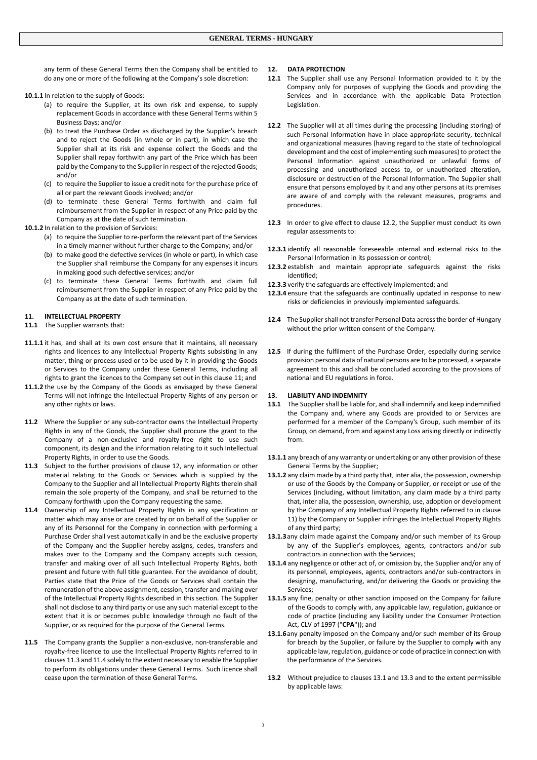any term of these General Terms then the Company shall be entitled to do any one or more of the following at the Company's sole discretion:

**10.1.1** In relation to the supply of Goods:

(a) to require the Supplier, at its own risk and expense, to supply replacement Goods in accordance with these General Terms within 5 Business Days; and/or

(b) to treat the Purchase Order as discharged by the Supplier's breach and to reject the Goods (in whole or in part), in which case the Supplier shall at its risk and expense collect the Goods and the Supplier shall repay forthwith any part of the Price which has been paid by the Company to the Supplier in respect of the rejected Goods; and/or

(c) to require the Supplier to issue a credit note for the purchase price of all or part the relevant Goods involved; and/or

(d) to terminate these General Terms forthwith and claim full reimbursement from the Supplier in respect of any Price paid by the Company as at the date of such termination.

**10.1.2** In relation to the provision of Services:

(a) to require the Supplier to re-perform the relevant part of the Services in a timely manner without further charge to the Company; and/or

(b) to make good the defective services (in whole or part), in which case the Supplier shall reimburse the Company for any expenses it incurs in making good such defective services; and/or

(c) to terminate these General Terms forthwith and claim full reimbursement from the Supplier in respect of any Price paid by the Company as at the date of such termination.

## 11. INTELLECTUAL PROPERTY

**11.1** The Supplier warrants that:

**11.1.1** it has, and shall at its own cost ensure that it maintains, all necessary rights and licences to any Intellectual Property Rights subsisting in any matter, thing or process used or to be used by it in providing the Goods or Services to the Company under these General Terms, including all rights to grant the licences to the Company set out in this clause 11; and

**11.1.2** the use by the Company of the Goods as envisaged by these General Terms will not infringe the Intellectual Property Rights of any person or any other rights or laws.

**11.2** Where the Supplier or any sub-contractor owns the Intellectual Property Rights in any of the Goods, the Supplier shall procure the grant to the Company of a non-exclusive and royalty-free right to use such component, its design and the information relating to it such Intellectual Property Rights, in order to use the Goods.

**11.3** Subject to the further provisions of clause 12, any information or other material relating to the Goods or Services which is supplied by the Company to the Supplier and all Intellectual Property Rights therein shall remain the sole property of the Company, and shall be returned to the Company forthwith upon the Company requesting the same.

**11.4** Ownership of any Intellectual Property Rights in any specification or matter which may arise or are created by or on behalf of the Supplier or any of its Personnel for the Company in connection with performing a Purchase Order shall vest automatically in and be the exclusive property of the Company and the Supplier hereby assigns, cedes, transfers and makes over to the Company and the Company accepts such cession, transfer and making over of all such Intellectual Property Rights, both present and future with full title guarantee. For the avoidance of doubt, Parties state that the Price of the Goods or Services shall contain the remuneration of the above assignment, cession, transfer and making over of the Intellectual Property Rights described in this section. The Supplier shall not disclose to any third party or use any such material except to the extent that it is or becomes public knowledge through no fault of the Supplier, or as required for the purpose of the General Terms.

**11.5** The Company grants the Supplier a non-exclusive, non-transferable and royalty-free licence to use the Intellectual Property Rights referred to in clauses 11.3 and 11.4 solely to the extent necessary to enable the Supplier to perform its obligations under these General Terms. Such licence shall cease upon the termination of these General Terms.

## 12. DATA PROTECTION

**12.1** The Supplier shall use any Personal Information provided to it by the Company only for purposes of supplying the Goods and providing the Services and in accordance with the applicable Data Protection Legislation.

**12.2** The Supplier will at all times during the processing (including storing) of such Personal Information have in place appropriate security, technical and organizational measures (having regard to the state of technological development and the cost of implementing such measures) to protect the Personal Information against unauthorized or unlawful forms of processing and unauthorized access to, or unauthorized alteration, disclosure or destruction of the Personal Information. The Supplier shall ensure that persons employed by it and any other persons at its premises are aware of and comply with the relevant measures, programs and procedures.

**12.3** In order to give effect to clause 12.2, the Supplier must conduct its own regular assessments to:

**12.3.1** identify all reasonable foreseeable internal and external risks to the Personal Information in its possession or control;

**12.3.2** establish and maintain appropriate safeguards against the risks identified;

**12.3.3** verify the safeguards are effectively implemented; and

**12.3.4** ensure that the safeguards are continually updated in response to new risks or deficiencies in previously implemented safeguards.

**12.4** The Supplier shall not transfer Personal Data across the border of Hungary without the prior written consent of the Company.

**12.5** If during the fulfilment of the Purchase Order, especially during service provision personal data of natural persons are to be processed, a separate agreement to this and shall be concluded according to the provisions of national and EU regulations in force.

## 13. LIABILITY AND INDEMNITY

**13.1** The Supplier shall be liable for, and shall indemnify and keep indemnified the Company and, where any Goods are provided to or Services are performed for a member of the Company's Group, such member of its Group, on demand, from and against any Loss arising directly or indirectly from:

**13.1.1** any breach of any warranty or undertaking or any other provision of these General Terms by the Supplier;

**13.1.2** any claim made by a third party that, inter alia, the possession, ownership or use of the Goods by the Company or Supplier, or receipt or use of the Services (including, without limitation, any claim made by a third party that, inter alia, the possession, ownership, use, adoption or development by the Company of any Intellectual Property Rights referred to in clause 11) by the Company or Supplier infringes the Intellectual Property Rights of any third party;

**13.1.3** any claim made against the Company and/or such member of its Group by any of the Supplier's employees, agents, contractors and/or sub contractors in connection with the Services;

**13.1.4** any negligence or other act of, or omission by, the Supplier and/or any of its personnel, employees, agents, contractors and/or sub-contractors in designing, manufacturing, and/or delivering the Goods or providing the Services;

**13.1.5** any fine, penalty or other sanction imposed on the Company for failure of the Goods to comply with, any applicable law, regulation, guidance or code of practice (including any liability under the Consumer Protection Act, CLV of 1997 ("**CPA**")); and

**13.1.6** any penalty imposed on the Company and/or such member of its Group for breach by the Supplier, or failure by the Supplier to comply with any applicable law, regulation, guidance or code of practice in connection with the performance of the Services.

**13.2** Without prejudice to clauses 13.1 and 13.3 and to the extent permissible by applicable laws: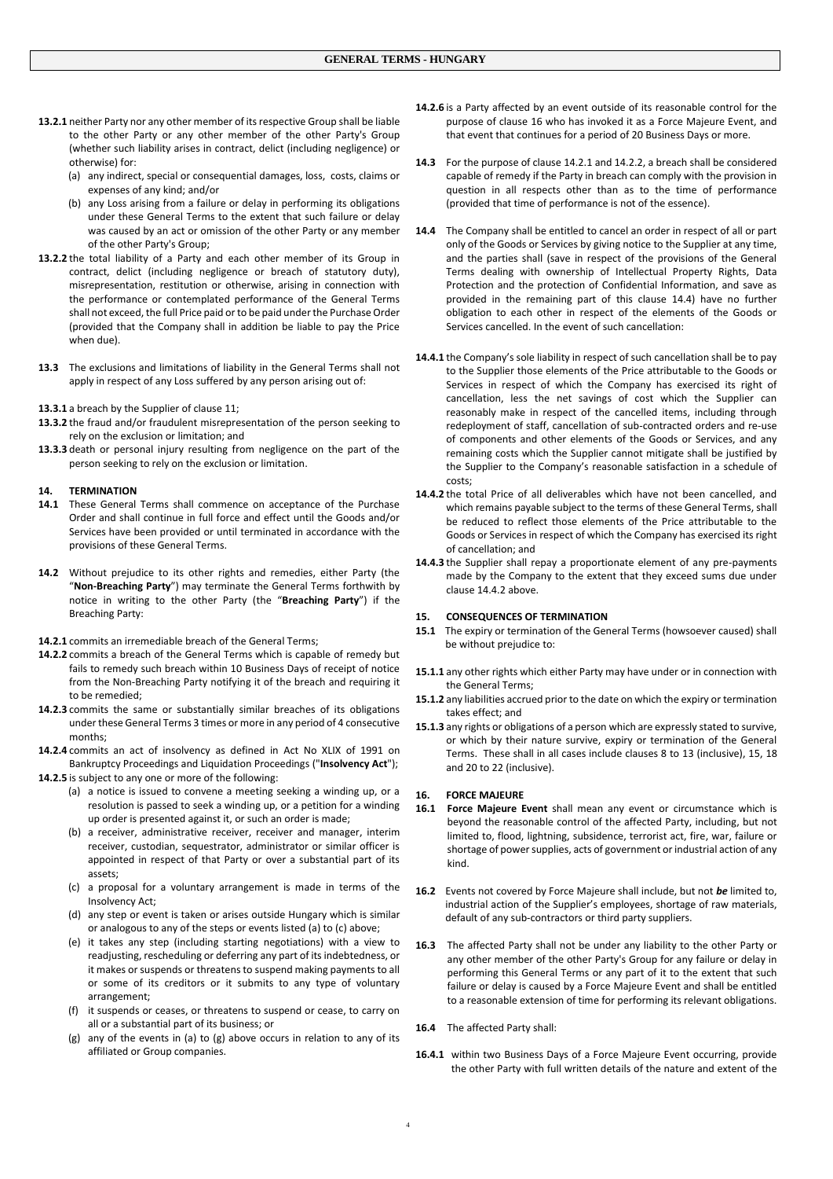**13.2.1** neither Party nor any other member of its respective Group shall be liable to the other Party or any other member of the other Party's Group (whether such liability arises in contract, delict (including negligence) or otherwise) for:

(a) any indirect, special or consequential damages, loss, costs, claims or expenses of any kind; and/or

(b) any Loss arising from a failure or delay in performing its obligations under these General Terms to the extent that such failure or delay was caused by an act or omission of the other Party or any member of the other Party's Group;

**13.2.2** the total liability of a Party and each other member of its Group in contract, delict (including negligence or breach of statutory duty), misrepresentation, restitution or otherwise, arising in connection with the performance or contemplated performance of the General Terms shall not exceed, the full Price paid or to be paid under the Purchase Order (provided that the Company shall in addition be liable to pay the Price when due).

**13.3** The exclusions and limitations of liability in the General Terms shall not apply in respect of any Loss suffered by any person arising out of:

**13.3.1** a breach by the Supplier of clause 11;

**13.3.2** the fraud and/or fraudulent misrepresentation of the person seeking to rely on the exclusion or limitation; and

**13.3.3** death or personal injury resulting from negligence on the part of the person seeking to rely on the exclusion or limitation.

## 14. TERMINATION

**14.1** These General Terms shall commence on acceptance of the Purchase Order and shall continue in full force and effect until the Goods and/or Services have been provided or until terminated in accordance with the provisions of these General Terms.

**14.2** Without prejudice to its other rights and remedies, either Party (the "**Non-Breaching Party**") may terminate the General Terms forthwith by notice in writing to the other Party (the "**Breaching Party**") if the Breaching Party:

**14.2.1** commits an irremediable breach of the General Terms;

**14.2.2** commits a breach of the General Terms which is capable of remedy but fails to remedy such breach within 10 Business Days of receipt of notice from the Non-Breaching Party notifying it of the breach and requiring it to be remedied;

**14.2.3** commits the same or substantially similar breaches of its obligations under these General Terms 3 times or more in any period of 4 consecutive months;

**14.2.4** commits an act of insolvency as defined in Act No XLIX of 1991 on Bankruptcy Proceedings and Liquidation Proceedings ("**Insolvency Act**");

**14.2.5** is subject to any one or more of the following:

(a) a notice is issued to convene a meeting seeking a winding up, or a resolution is passed to seek a winding up, or a petition for a winding up order is presented against it, or such an order is made;

(b) a receiver, administrative receiver, receiver and manager, interim receiver, custodian, sequestrator, administrator or similar officer is appointed in respect of that Party or over a substantial part of its assets;

(c) a proposal for a voluntary arrangement is made in terms of the Insolvency Act;

(d) any step or event is taken or arises outside Hungary which is similar or analogous to any of the steps or events listed (a) to (c) above;

(e) it takes any step (including starting negotiations) with a view to readjusting, rescheduling or deferring any part of its indebtedness, or it makes or suspends or threatens to suspend making payments to all or some of its creditors or it submits to any type of voluntary arrangement;

(f) it suspends or ceases, or threatens to suspend or cease, to carry on all or a substantial part of its business; or

(g) any of the events in (a) to (g) above occurs in relation to any of its affiliated or Group companies.

**14.2.6** is a Party affected by an event outside of its reasonable control for the purpose of clause 16 who has invoked it as a Force Majeure Event, and that event that continues for a period of 20 Business Days or more.

**14.3** For the purpose of clause 14.2.1 and 14.2.2, a breach shall be considered capable of remedy if the Party in breach can comply with the provision in question in all respects other than as to the time of performance (provided that time of performance is not of the essence).

**14.4** The Company shall be entitled to cancel an order in respect of all or part only of the Goods or Services by giving notice to the Supplier at any time, and the parties shall (save in respect of the provisions of the General Terms dealing with ownership of Intellectual Property Rights, Data Protection and the protection of Confidential Information, and save as provided in the remaining part of this clause 14.4) have no further obligation to each other in respect of the elements of the Goods or Services cancelled. In the event of such cancellation:

**14.4.1** the Company's sole liability in respect of such cancellation shall be to pay to the Supplier those elements of the Price attributable to the Goods or Services in respect of which the Company has exercised its right of cancellation, less the net savings of cost which the Supplier can reasonably make in respect of the cancelled items, including through redeployment of staff, cancellation of sub-contracted orders and re-use of components and other elements of the Goods or Services, and any remaining costs which the Supplier cannot mitigate shall be justified by the Supplier to the Company's reasonable satisfaction in a schedule of costs;

**14.4.2** the total Price of all deliverables which have not been cancelled, and which remains payable subject to the terms of these General Terms, shall be reduced to reflect those elements of the Price attributable to the Goods or Services in respect of which the Company has exercised its right of cancellation; and

**14.4.3** the Supplier shall repay a proportionate element of any pre-payments made by the Company to the extent that they exceed sums due under clause 14.4.2 above.

## 15. CONSEQUENCES OF TERMINATION

**15.1** The expiry or termination of the General Terms (howsoever caused) shall be without prejudice to:

**15.1.1** any other rights which either Party may have under or in connection with the General Terms;

**15.1.2** any liabilities accrued prior to the date on which the expiry or termination takes effect; and

**15.1.3** any rights or obligations of a person which are expressly stated to survive, or which by their nature survive, expiry or termination of the General Terms. These shall in all cases include clauses 8 to 13 (inclusive), 15, 18 and 20 to 22 (inclusive).

## 16. FORCE MAJEURE

**16.1** **Force Majeure Event** shall mean any event or circumstance which is beyond the reasonable control of the affected Party, including, but not limited to, flood, lightning, subsidence, terrorist act, fire, war, failure or shortage of power supplies, acts of government or industrial action of any kind.

**16.2** Events not covered by Force Majeure shall include, but not ***be*** limited to, industrial action of the Supplier's employees, shortage of raw materials, default of any sub-contractors or third party suppliers.

**16.3** The affected Party shall not be under any liability to the other Party or any other member of the other Party's Group for any failure or delay in performing this General Terms or any part of it to the extent that such failure or delay is caused by a Force Majeure Event and shall be entitled to a reasonable extension of time for performing its relevant obligations.

**16.4** The affected Party shall:

**16.4.1** within two Business Days of a Force Majeure Event occurring, provide the other Party with full written details of the nature and extent of the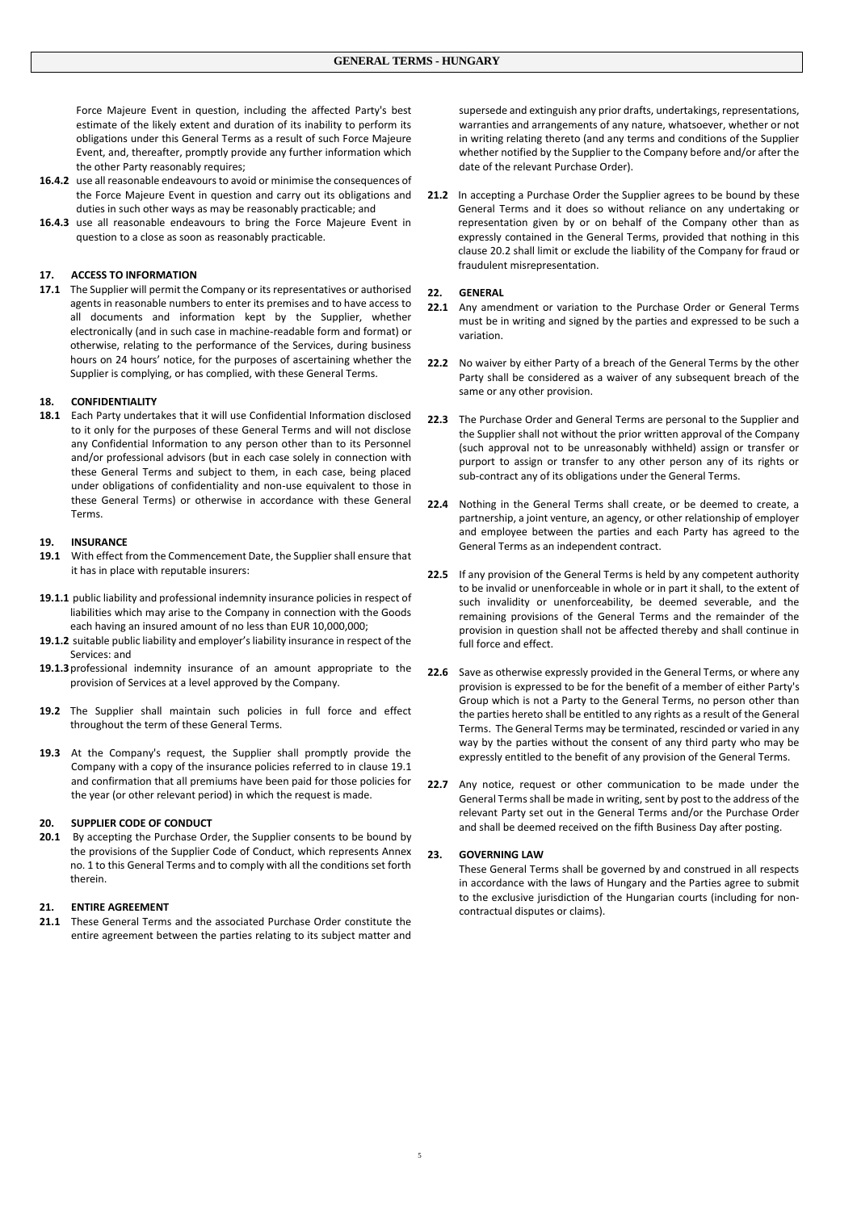Force Majeure Event in question, including the affected Party's best estimate of the likely extent and duration of its inability to perform its obligations under this General Terms as a result of such Force Majeure Event, and, thereafter, promptly provide any further information which the other Party reasonably requires;

**16.4.2** use all reasonable endeavours to avoid or minimise the consequences of the Force Majeure Event in question and carry out its obligations and duties in such other ways as may be reasonably practicable; and

**16.4.3** use all reasonable endeavours to bring the Force Majeure Event in question to a close as soon as reasonably practicable.

## 17. ACCESS TO INFORMATION

**17.1** The Supplier will permit the Company or its representatives or authorised agents in reasonable numbers to enter its premises and to have access to all documents and information kept by the Supplier, whether electronically (and in such case in machine-readable form and format) or otherwise, relating to the performance of the Services, during business hours on 24 hours' notice, for the purposes of ascertaining whether the Supplier is complying, or has complied, with these General Terms.

## 18. CONFIDENTIALITY

**18.1** Each Party undertakes that it will use Confidential Information disclosed to it only for the purposes of these General Terms and will not disclose any Confidential Information to any person other than to its Personnel and/or professional advisors (but in each case solely in connection with these General Terms and subject to them, in each case, being placed under obligations of confidentiality and non-use equivalent to those in these General Terms) or otherwise in accordance with these General Terms.

## 19. INSURANCE

**19.1** With effect from the Commencement Date, the Supplier shall ensure that it has in place with reputable insurers:

**19.1.1** public liability and professional indemnity insurance policies in respect of liabilities which may arise to the Company in connection with the Goods each having an insured amount of no less than EUR 10,000,000;

**19.1.2** suitable public liability and employer's liability insurance in respect of the Services: and

**19.1.3** professional indemnity insurance of an amount appropriate to the provision of Services at a level approved by the Company.

**19.2** The Supplier shall maintain such policies in full force and effect throughout the term of these General Terms.

**19.3** At the Company's request, the Supplier shall promptly provide the Company with a copy of the insurance policies referred to in clause 19.1 and confirmation that all premiums have been paid for those policies for the year (or other relevant period) in which the request is made.

## 20. SUPPLIER CODE OF CONDUCT

**20.1** By accepting the Purchase Order, the Supplier consents to be bound by the provisions of the Supplier Code of Conduct, which represents Annex no. 1 to this General Terms and to comply with all the conditions set forth therein.

## 21. ENTIRE AGREEMENT

**21.1** These General Terms and the associated Purchase Order constitute the entire agreement between the parties relating to its subject matter and supersede and extinguish any prior drafts, undertakings, representations, warranties and arrangements of any nature, whatsoever, whether or not in writing relating thereto (and any terms and conditions of the Supplier whether notified by the Supplier to the Company before and/or after the date of the relevant Purchase Order).

**21.2** In accepting a Purchase Order the Supplier agrees to be bound by these General Terms and it does so without reliance on any undertaking or representation given by or on behalf of the Company other than as expressly contained in the General Terms, provided that nothing in this clause 20.2 shall limit or exclude the liability of the Company for fraud or fraudulent misrepresentation.

## 22. GENERAL

**22.1** Any amendment or variation to the Purchase Order or General Terms must be in writing and signed by the parties and expressed to be such a variation.

**22.2** No waiver by either Party of a breach of the General Terms by the other Party shall be considered as a waiver of any subsequent breach of the same or any other provision.

**22.3** The Purchase Order and General Terms are personal to the Supplier and the Supplier shall not without the prior written approval of the Company (such approval not to be unreasonably withheld) assign or transfer or purport to assign or transfer to any other person any of its rights or sub-contract any of its obligations under the General Terms.

**22.4** Nothing in the General Terms shall create, or be deemed to create, a partnership, a joint venture, an agency, or other relationship of employer and employee between the parties and each Party has agreed to the General Terms as an independent contract.

**22.5** If any provision of the General Terms is held by any competent authority to be invalid or unenforceable in whole or in part it shall, to the extent of such invalidity or unenforceability, be deemed severable, and the remaining provisions of the General Terms and the remainder of the provision in question shall not be affected thereby and shall continue in full force and effect.

**22.6** Save as otherwise expressly provided in the General Terms, or where any provision is expressed to be for the benefit of a member of either Party's Group which is not a Party to the General Terms, no person other than the parties hereto shall be entitled to any rights as a result of the General Terms. The General Terms may be terminated, rescinded or varied in any way by the parties without the consent of any third party who may be expressly entitled to the benefit of any provision of the General Terms.

**22.7** Any notice, request or other communication to be made under the General Terms shall be made in writing, sent by post to the address of the relevant Party set out in the General Terms and/or the Purchase Order and shall be deemed received on the fifth Business Day after posting.

## 23. GOVERNING LAW

These General Terms shall be governed by and construed in all respects in accordance with the laws of Hungary and the Parties agree to submit to the exclusive jurisdiction of the Hungarian courts (including for non-contractual disputes or claims).